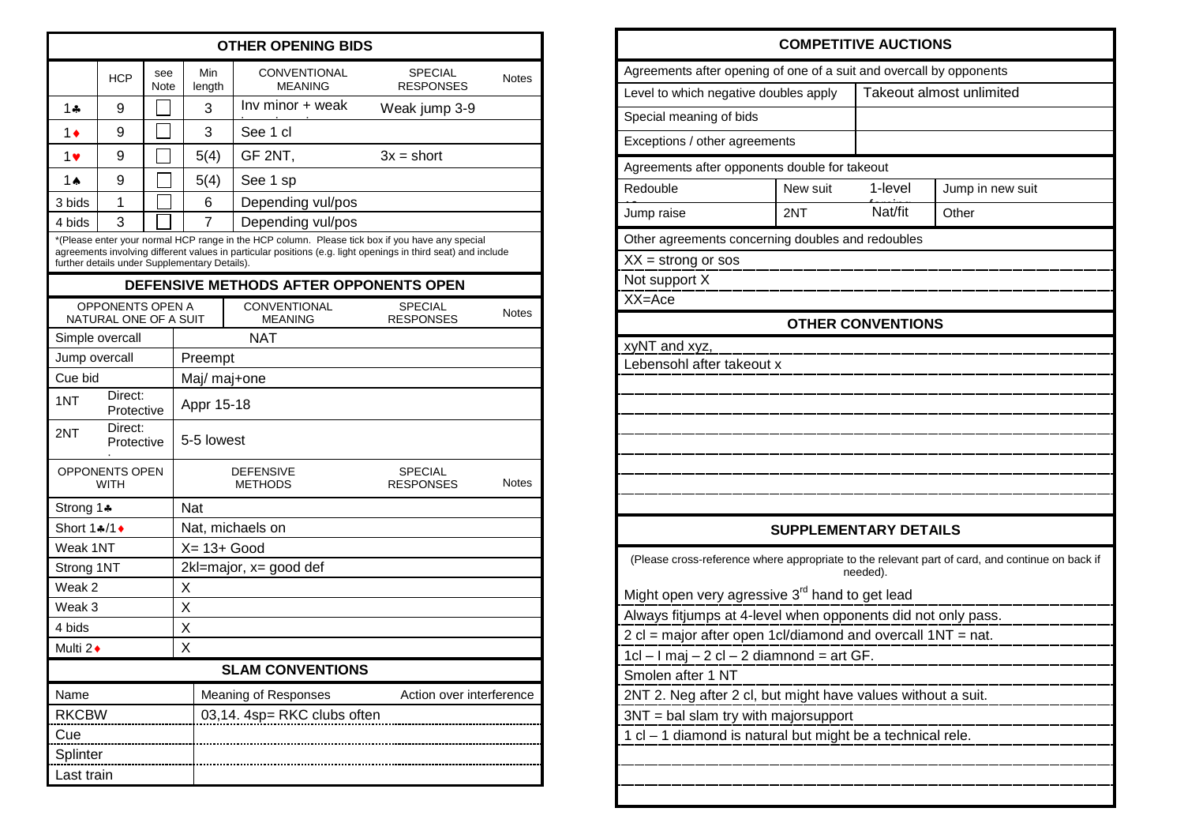## OTHER OPENING BIDS

| | HCP | see Note | Min length | CONVENTIONAL MEANING | SPECIAL RESPONSES | Notes |
|---|---|---|---|---|---|---|
| 1♣ | 9 | | 3 | Inv minor + weak | Weak jump 3-9 | |
| 1♦ | 9 | | 3 | See 1 cl | | |
| 1♥ | 9 | | 5(4) | GF 2NT, | 3x = short | |
| 1♠ | 9 | | 5(4) | See 1 sp | | |
| 3 bids | 1 | | 6 | Depending vul/pos | | |
| 4 bids | 3 | | 7 | Depending vul/pos | | |

*(Please enter your normal HCP range in the HCP column. Please tick box if you have any special agreements involving different values in particular positions (e.g. light openings in third seat) and include further details under Supplementary Details).

## DEFENSIVE METHODS AFTER OPPONENTS OPEN

| OPPONENTS OPEN A NATURAL ONE OF A SUIT | | CONVENTIONAL MEANING | SPECIAL RESPONSES | Notes |
|---|---|---|---|---|
| Simple overcall | | NAT | | |
| Jump overcall | | Preempt | | |
| Cue bid | | Maj/ maj+one | | |
| 1NT | Direct: Protective | Appr 15-18 | | |
| 2NT | Direct: Protective | 5-5 lowest | | |

| OPPONENTS OPEN WITH | DEFENSIVE METHODS | SPECIAL RESPONSES | Notes |
|---|---|---|---|
| Strong 1♣ | Nat | | |
| Short 1♣/1♦ | Nat, michaels on | | |
| Weak 1NT | X= 13+ Good | | |
| Strong 1NT | 2kl=major, x= good def | | |
| Weak 2 | X | | |
| Weak 3 | X | | |
| 4 bids | X | | |
| Multi 2♦ | X | | |

## SLAM CONVENTIONS

| Name | Meaning of Responses | Action over interference |
|---|---|---|
| RKCBW | 03,14. 4sp= RKC clubs often | |
| Cue | | |
| Splinter | | |
| Last train | | |

## COMPETITIVE AUCTIONS

Agreements after opening of one of a suit and overcall by opponents

| | |
|---|---|
| Level to which negative doubles apply | Takeout almost unlimited |
| Special meaning of bids | |
| Exceptions / other agreements | |

Agreements after opponents double for takeout

| | | | |
|---|---|---|---|
| Redouble | New suit | 1-level | Jump in new suit |
| Jump raise | 2NT | Nat/fit | Other |

Other agreements concerning doubles and redoubles

XX = strong or sos

Not support X

XX=Ace

## OTHER CONVENTIONS

xyNT and xyz,

Lebensohl after takeout x

## SUPPLEMENTARY DETAILS

(Please cross-reference where appropriate to the relevant part of card, and continue on back if needed).

Might open very agressive 3rd hand to get lead

Always fitjumps at 4-level when opponents did not only pass.

2 cl = major after open 1cl/diamond and overcall 1NT = nat.

1cl – I maj – 2 cl – 2 diamnond = art GF.

Smolen after 1 NT

2NT 2. Neg after 2 cl, but might have values without a suit.

3NT = bal slam try with majorsupport

1 cl – 1 diamond is natural but might be a technical rele.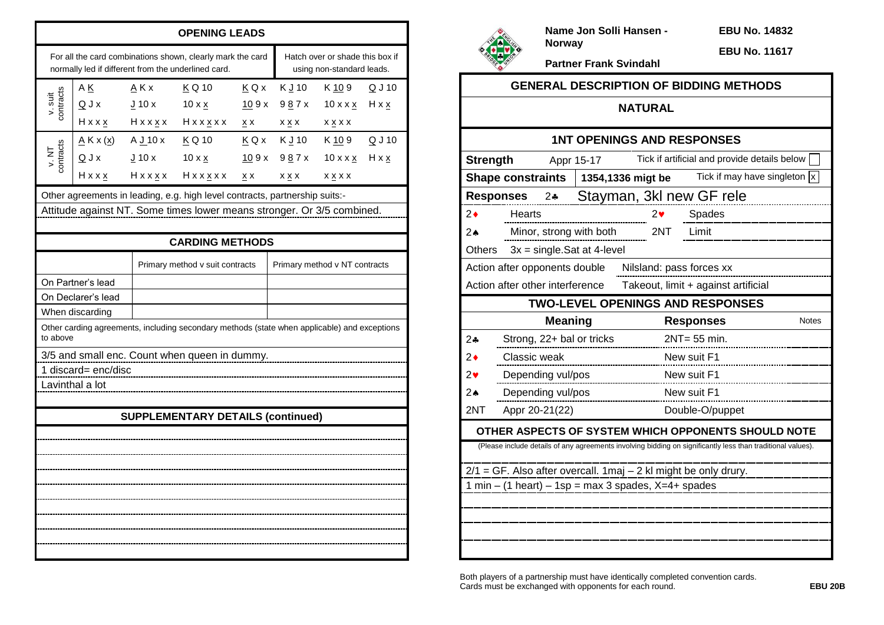## OPENING LEADS

For all the card combinations shown, clearly mark the card normally led if different from the underlined card.

Hatch over or shade this box if using non-standard leads.

| | | | | | | | |
|---|---|---|---|---|---|---|---|
| v. suit contracts | A K | A K x | K Q 10 | K Q x | K J 10 | K 10 9 | Q J 10 |
| | Q J x | J 10 x | 10 x x | 10 9 x | 9 8 7 x | 10 x x x | H x x |
| | H x x x | H x x x x | H x x x x x | x x | x x x | x x x x | |
| v. NT contracts | A K x (x) | A J 10 x | K Q 10 | K Q x | K J 10 | K 10 9 | Q J 10 |
| | Q J x | J 10 x | 10 x x | 10 9 x | 9 8 7 x | 10 x x x | H x x |
| | H x x x | H x x x x | H x x x x x | x x | x x x | x x x x | |

Other agreements in leading, e.g. high level contracts, partnership suits:-

Attitude against NT. Some times lower means stronger. Or 3/5 combined.

## CARDING METHODS

| | Primary method v suit contracts | Primary method v NT contracts |
|---|---|---|
| On Partner's lead | | |
| On Declarer's lead | | |
| When discarding | | |

Other carding agreements, including secondary methods (state when applicable) and exceptions to above

3/5 and small enc. Count when queen in dummy.

1 discard= enc/disc

Lavinthal a lot

## SUPPLEMENTARY DETAILS (continued)

Name Jon Solli Hansen - Norway

EBU No. 14832

Partner Frank Svindahl

EBU No. 11617

## GENERAL DESCRIPTION OF BIDDING METHODS

NATURAL

## 1NT OPENINGS AND RESPONSES

**Strength** Appr 15-17 — Tick if artificial and provide details below [ ]

**Shape constraints** 1354,1336 migt be — Tick if may have singleton [x]

**Responses** 2♣ Stayman, 3kl new GF rele

| | | | |
|---|---|---|---|
| 2♦ | Hearts | 2♥ | Spades |
| 2♠ | Minor, strong with both | 2NT | Limit |

Others 3x = single.Sat at 4-level

Action after opponents double: Nilsland: pass forces xx

Action after other interference: Takeout, limit + against artificial

## TWO-LEVEL OPENINGS AND RESPONSES

| | Meaning | Responses | Notes |
|---|---|---|---|
| 2♣ | Strong, 22+ bal or tricks | 2NT= 55 min. | |
| 2♦ | Classic weak | New suit F1 | |
| 2♥ | Depending vul/pos | New suit F1 | |
| 2♠ | Depending vul/pos | New suit F1 | |
| 2NT | Appr 20-21(22) | Double-O/puppet | |

## OTHER ASPECTS OF SYSTEM WHICH OPPONENTS SHOULD NOTE

(Please include details of any agreements involving bidding on significantly less than traditional values).

2/1 = GF. Also after overcall. 1maj – 2 kl might be only drury.

1 min – (1 heart) – 1sp = max 3 spades, X=4+ spades

Both players of a partnership must have identically completed convention cards.
Cards must be exchanged with opponents for each round.